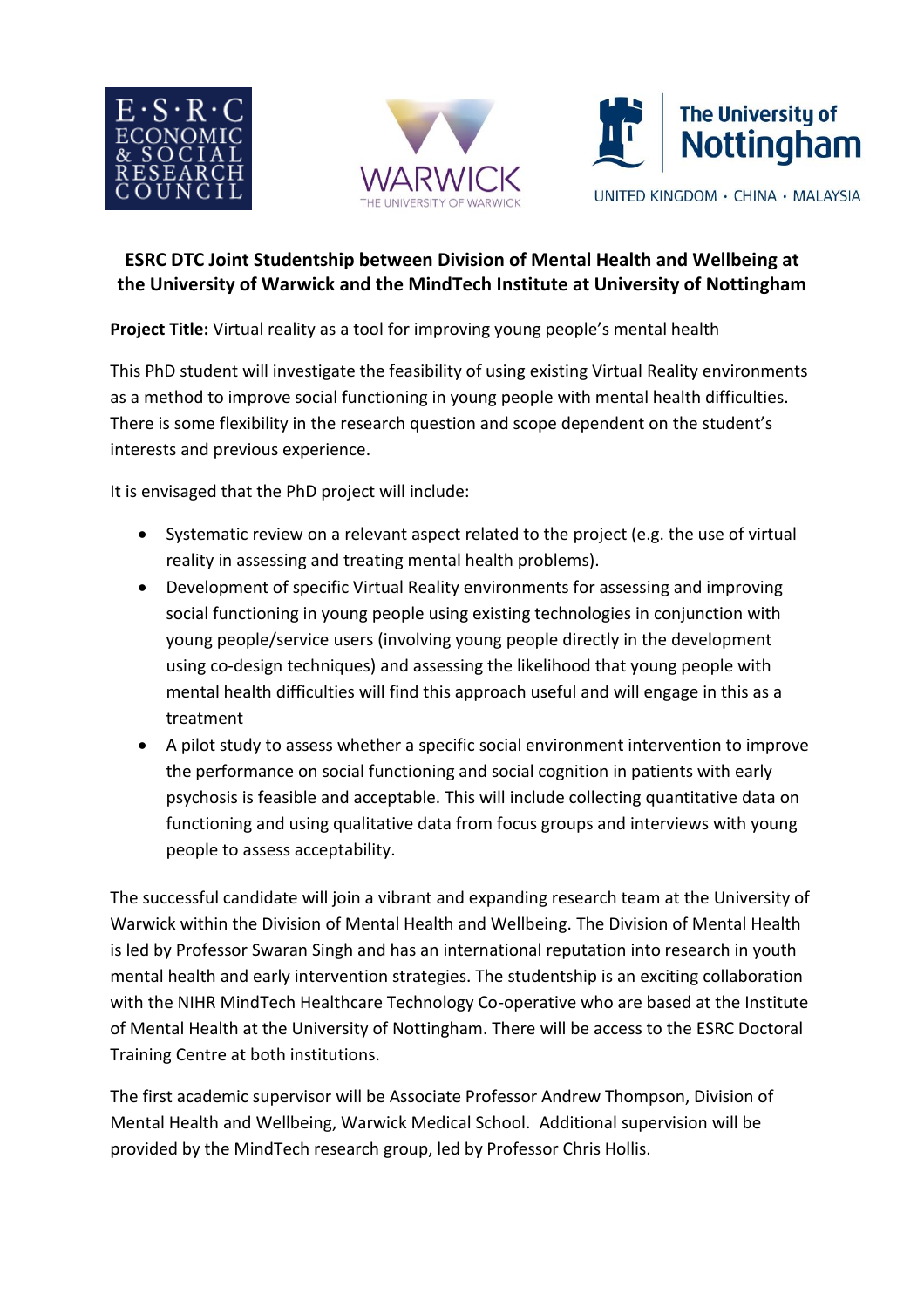## ESRC DTC Joint Studentship between Division of Mental Health and Wellbeing at the University of Warwick and the MindTech Institute at University of Nottingham

**Project Title:** Virtual reality as a tool for improving young people's mental health

This PhD student will investigate the feasibility of using existing Virtual Reality environments as a method to improve social functioning in young people with mental health difficulties. There is some flexibility in the research question and scope dependent on the student's interests and previous experience.

It is envisaged that the PhD project will include:

- Systematic review on a relevant aspect related to the project (e.g. the use of virtual reality in assessing and treating mental health problems).
- Development of specific Virtual Reality environments for assessing and improving social functioning in young people using existing technologies in conjunction with young people/service users (involving young people directly in the development using co-design techniques) and assessing the likelihood that young people with mental health difficulties will find this approach useful and will engage in this as a treatment
- A pilot study to assess whether a specific social environment intervention to improve the performance on social functioning and social cognition in patients with early psychosis is feasible and acceptable. This will include collecting quantitative data on functioning and using qualitative data from focus groups and interviews with young people to assess acceptability.

The successful candidate will join a vibrant and expanding research team at the University of Warwick within the Division of Mental Health and Wellbeing. The Division of Mental Health is led by Professor Swaran Singh and has an international reputation into research in youth mental health and early intervention strategies. The studentship is an exciting collaboration with the NIHR MindTech Healthcare Technology Co-operative who are based at the Institute of Mental Health at the University of Nottingham. There will be access to the ESRC Doctoral Training Centre at both institutions.

The first academic supervisor will be Associate Professor Andrew Thompson, Division of Mental Health and Wellbeing, Warwick Medical School. Additional supervision will be provided by the MindTech research group, led by Professor Chris Hollis.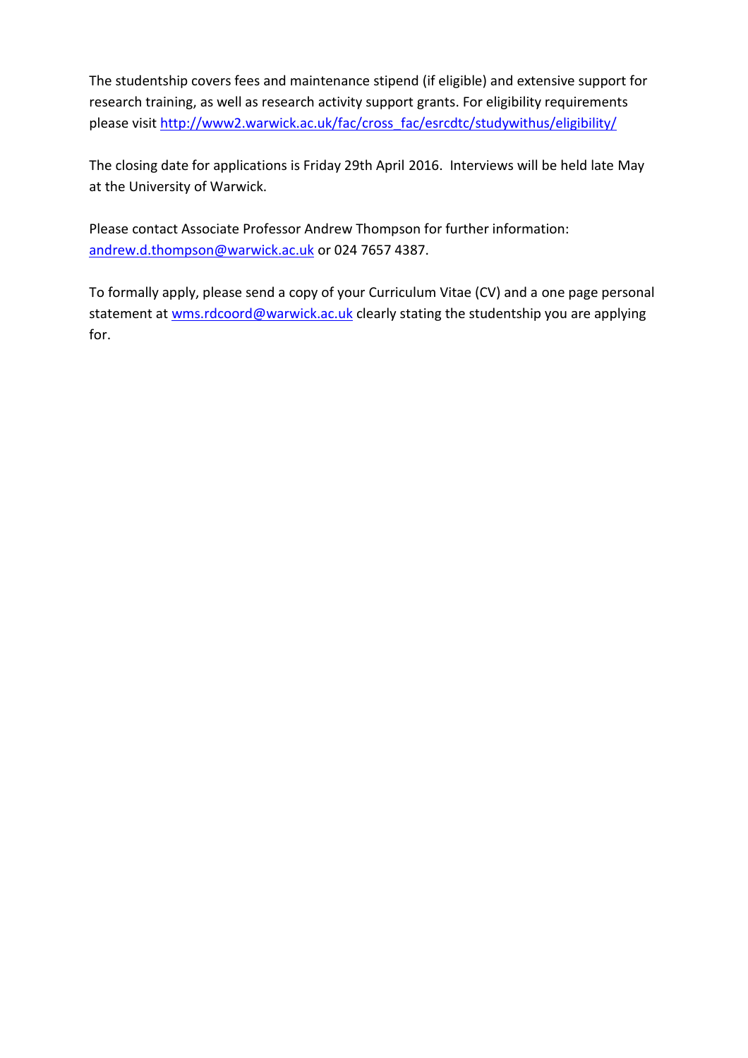The studentship covers fees and maintenance stipend (if eligible) and extensive support for research training, as well as research activity support grants. For eligibility requirements please visit [http://www2.warwick.ac.uk/fac/cross_fac/esrcdtc/studywithus/eligibility/](http://www2.warwick.ac.uk/fac/cross_fac/esrcdtc/studywithus/eligibility/)

The closing date for applications is Friday 29th April 2016. Interviews will be held late May at the University of Warwick.

Please contact Associate Professor Andrew Thompson for further information: [andrew.d.thompson@warwick.ac.uk](mailto:andrew.d.thompson@warwick.ac.uk) or 024 7657 4387.

To formally apply, please send a copy of your Curriculum Vitae (CV) and a one page personal statement at [wms.rdcoord@warwick.ac.uk](mailto:wms.rdcoord@warwick.ac.uk) clearly stating the studentship you are applying for.